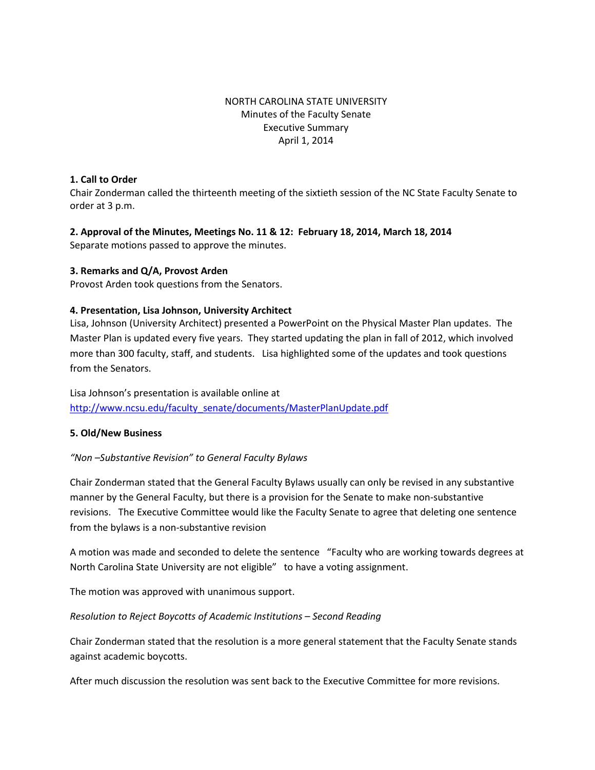NORTH CAROLINA STATE UNIVERSITY
Minutes of the Faculty Senate
Executive Summary
April 1, 2014

**1. Call to Order**
Chair Zonderman called the thirteenth meeting of the sixtieth session of the NC State Faculty Senate to order at 3 p.m.

**2. Approval of the Minutes, Meetings No. 11 & 12: February 18, 2014, March 18, 2014**
Separate motions passed to approve the minutes.

**3. Remarks and Q/A, Provost Arden**
Provost Arden took questions from the Senators.

**4. Presentation, Lisa Johnson, University Architect**
Lisa, Johnson (University Architect) presented a PowerPoint on the Physical Master Plan updates. The Master Plan is updated every five years. They started updating the plan in fall of 2012, which involved more than 300 faculty, staff, and students. Lisa highlighted some of the updates and took questions from the Senators.

Lisa Johnson's presentation is available online at
http://www.ncsu.edu/faculty_senate/documents/MasterPlanUpdate.pdf

**5. Old/New Business**

*"Non –Substantive Revision" to General Faculty Bylaws*

Chair Zonderman stated that the General Faculty Bylaws usually can only be revised in any substantive manner by the General Faculty, but there is a provision for the Senate to make non-substantive revisions. The Executive Committee would like the Faculty Senate to agree that deleting one sentence from the bylaws is a non-substantive revision

A motion was made and seconded to delete the sentence "Faculty who are working towards degrees at North Carolina State University are not eligible" to have a voting assignment.

The motion was approved with unanimous support.

*Resolution to Reject Boycotts of Academic Institutions – Second Reading*

Chair Zonderman stated that the resolution is a more general statement that the Faculty Senate stands against academic boycotts.

After much discussion the resolution was sent back to the Executive Committee for more revisions.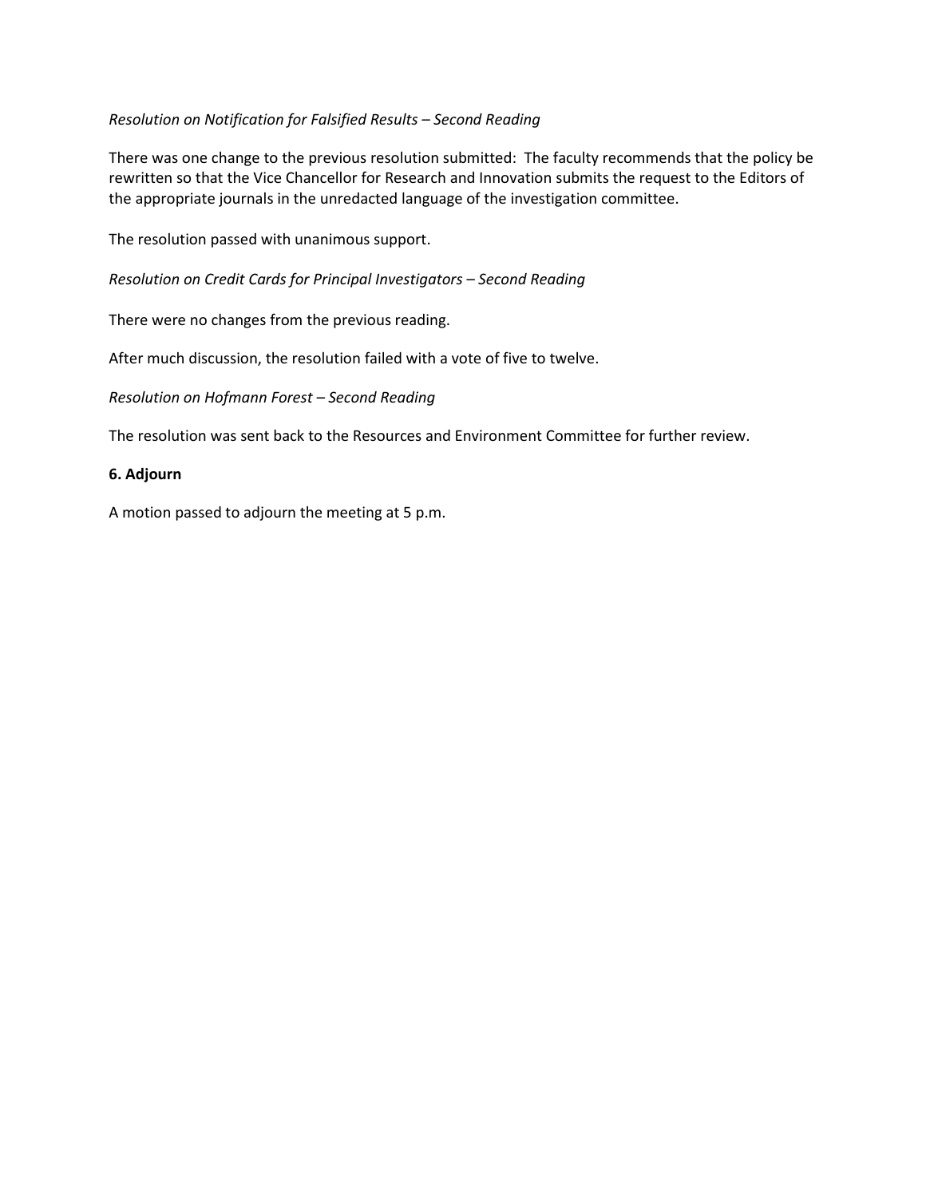*Resolution on Notification for Falsified Results – Second Reading*

There was one change to the previous resolution submitted: The faculty recommends that the policy be rewritten so that the Vice Chancellor for Research and Innovation submits the request to the Editors of the appropriate journals in the unredacted language of the investigation committee.

The resolution passed with unanimous support.

*Resolution on Credit Cards for Principal Investigators – Second Reading*

There were no changes from the previous reading.

After much discussion, the resolution failed with a vote of five to twelve.

*Resolution on Hofmann Forest – Second Reading*

The resolution was sent back to the Resources and Environment Committee for further review.

**6. Adjourn**

A motion passed to adjourn the meeting at 5 p.m.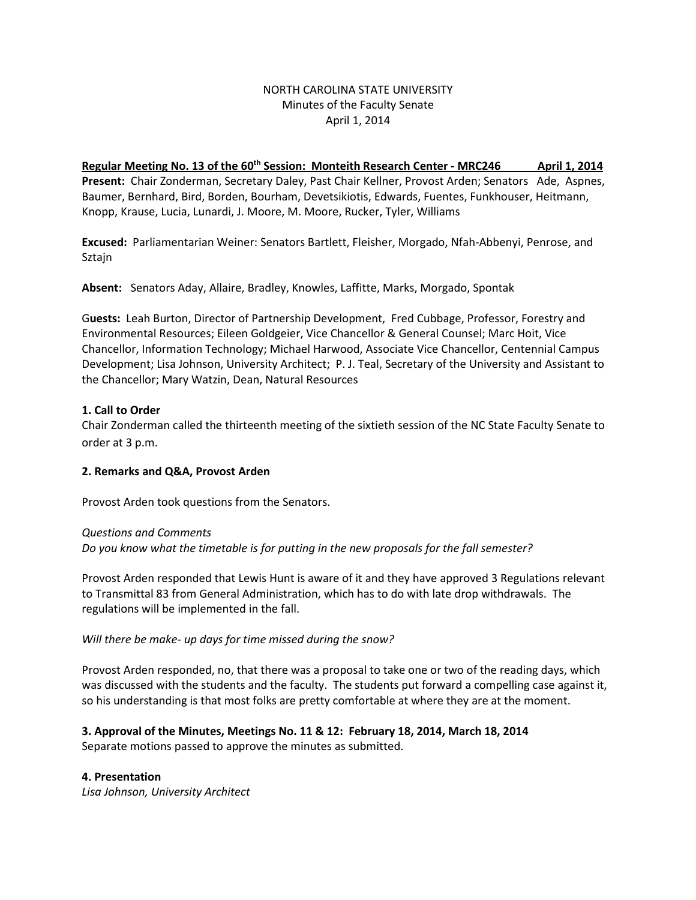NORTH CAROLINA STATE UNIVERSITY
Minutes of the Faculty Senate
April 1, 2014

**Regular Meeting No. 13 of the 60th Session: Monteith Research Center - MRC246 April 1, 2014**

**Present:** Chair Zonderman, Secretary Daley, Past Chair Kellner, Provost Arden; Senators Ade, Aspnes, Baumer, Bernhard, Bird, Borden, Bourham, Devetsikiotis, Edwards, Fuentes, Funkhouser, Heitmann, Knopp, Krause, Lucia, Lunardi, J. Moore, M. Moore, Rucker, Tyler, Williams

**Excused:** Parliamentarian Weiner: Senators Bartlett, Fleisher, Morgado, Nfah-Abbenyi, Penrose, and Sztajn

**Absent:** Senators Aday, Allaire, Bradley, Knowles, Laffitte, Marks, Morgado, Spontak

**Guests:** Leah Burton, Director of Partnership Development, Fred Cubbage, Professor, Forestry and Environmental Resources; Eileen Goldgeier, Vice Chancellor & General Counsel; Marc Hoit, Vice Chancellor, Information Technology; Michael Harwood, Associate Vice Chancellor, Centennial Campus Development; Lisa Johnson, University Architect; P. J. Teal, Secretary of the University and Assistant to the Chancellor; Mary Watzin, Dean, Natural Resources

**1. Call to Order**

Chair Zonderman called the thirteenth meeting of the sixtieth session of the NC State Faculty Senate to order at 3 p.m.

**2. Remarks and Q&A, Provost Arden**

Provost Arden took questions from the Senators.

*Questions and Comments*

*Do you know what the timetable is for putting in the new proposals for the fall semester?*

Provost Arden responded that Lewis Hunt is aware of it and they have approved 3 Regulations relevant to Transmittal 83 from General Administration, which has to do with late drop withdrawals. The regulations will be implemented in the fall.

*Will there be make- up days for time missed during the snow?*

Provost Arden responded, no, that there was a proposal to take one or two of the reading days, which was discussed with the students and the faculty. The students put forward a compelling case against it, so his understanding is that most folks are pretty comfortable at where they are at the moment.

**3. Approval of the Minutes, Meetings No. 11 & 12: February 18, 2014, March 18, 2014**

Separate motions passed to approve the minutes as submitted.

**4. Presentation**

*Lisa Johnson, University Architect*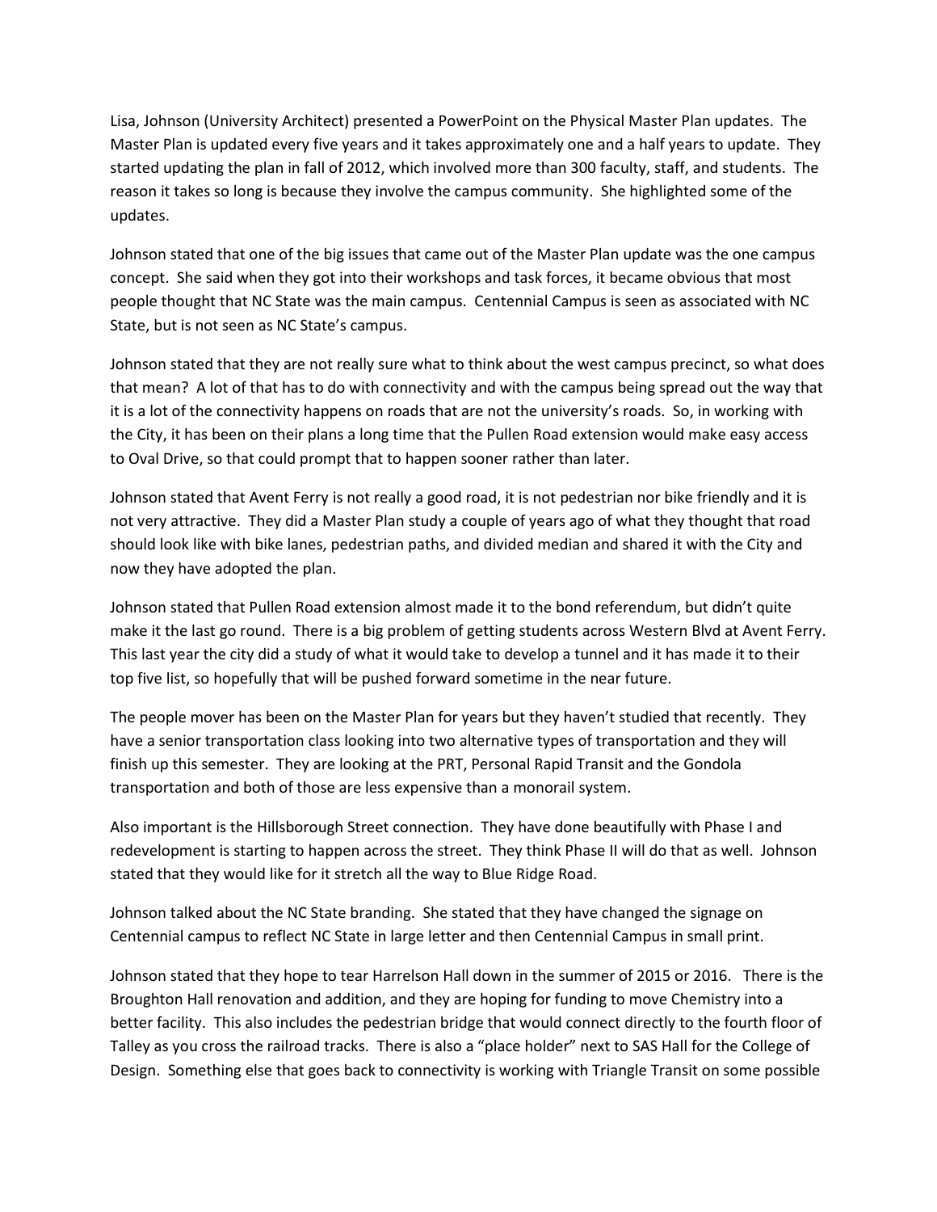Lisa, Johnson (University Architect) presented a PowerPoint on the Physical Master Plan updates. The Master Plan is updated every five years and it takes approximately one and a half years to update. They started updating the plan in fall of 2012, which involved more than 300 faculty, staff, and students. The reason it takes so long is because they involve the campus community. She highlighted some of the updates.

Johnson stated that one of the big issues that came out of the Master Plan update was the one campus concept. She said when they got into their workshops and task forces, it became obvious that most people thought that NC State was the main campus. Centennial Campus is seen as associated with NC State, but is not seen as NC State's campus.

Johnson stated that they are not really sure what to think about the west campus precinct, so what does that mean? A lot of that has to do with connectivity and with the campus being spread out the way that it is a lot of the connectivity happens on roads that are not the university's roads. So, in working with the City, it has been on their plans a long time that the Pullen Road extension would make easy access to Oval Drive, so that could prompt that to happen sooner rather than later.

Johnson stated that Avent Ferry is not really a good road, it is not pedestrian nor bike friendly and it is not very attractive. They did a Master Plan study a couple of years ago of what they thought that road should look like with bike lanes, pedestrian paths, and divided median and shared it with the City and now they have adopted the plan.

Johnson stated that Pullen Road extension almost made it to the bond referendum, but didn't quite make it the last go round. There is a big problem of getting students across Western Blvd at Avent Ferry. This last year the city did a study of what it would take to develop a tunnel and it has made it to their top five list, so hopefully that will be pushed forward sometime in the near future.

The people mover has been on the Master Plan for years but they haven't studied that recently. They have a senior transportation class looking into two alternative types of transportation and they will finish up this semester. They are looking at the PRT, Personal Rapid Transit and the Gondola transportation and both of those are less expensive than a monorail system.

Also important is the Hillsborough Street connection. They have done beautifully with Phase I and redevelopment is starting to happen across the street. They think Phase II will do that as well. Johnson stated that they would like for it stretch all the way to Blue Ridge Road.

Johnson talked about the NC State branding. She stated that they have changed the signage on Centennial campus to reflect NC State in large letter and then Centennial Campus in small print.

Johnson stated that they hope to tear Harrelson Hall down in the summer of 2015 or 2016. There is the Broughton Hall renovation and addition, and they are hoping for funding to move Chemistry into a better facility. This also includes the pedestrian bridge that would connect directly to the fourth floor of Talley as you cross the railroad tracks. There is also a "place holder" next to SAS Hall for the College of Design. Something else that goes back to connectivity is working with Triangle Transit on some possible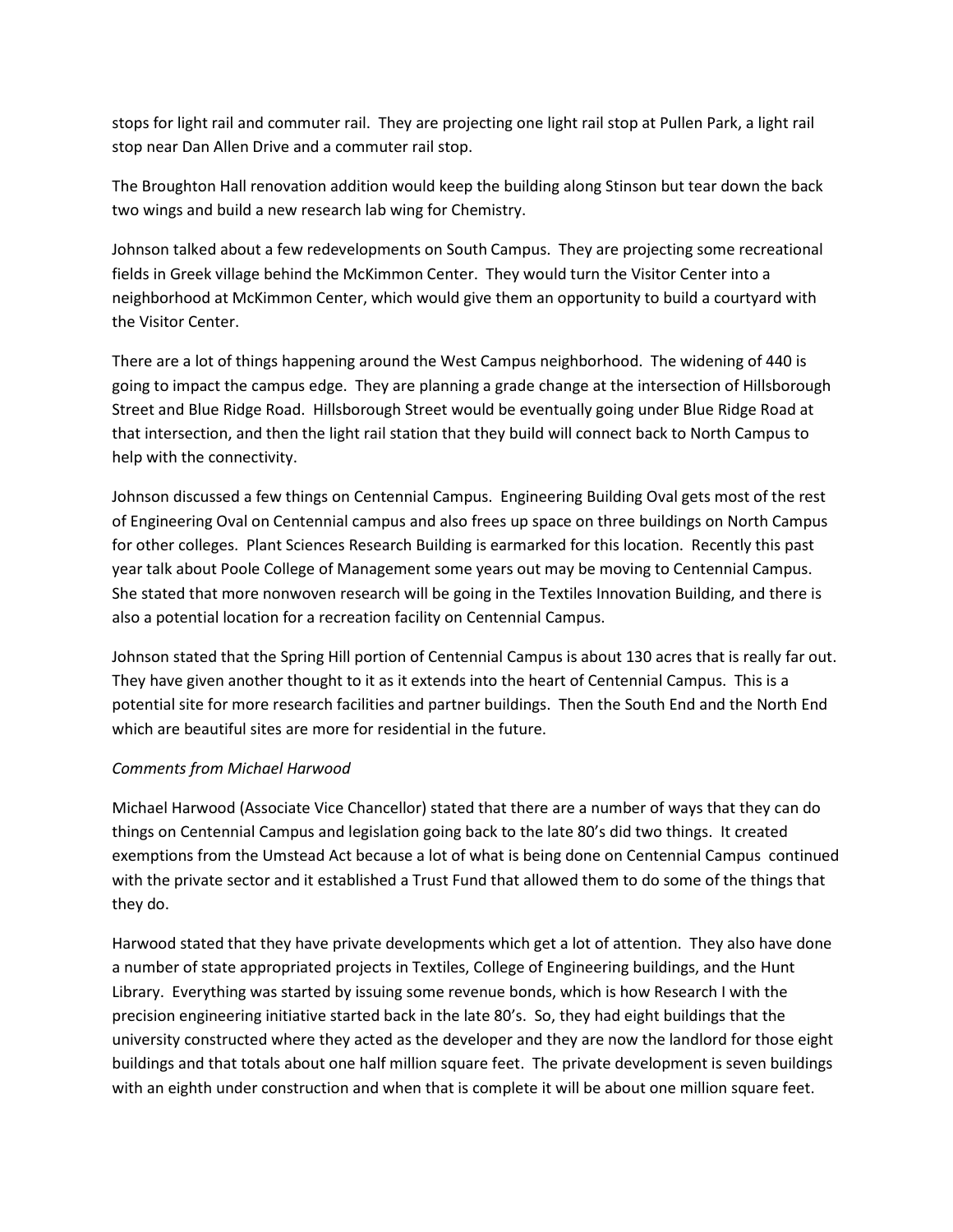stops for light rail and commuter rail. They are projecting one light rail stop at Pullen Park, a light rail stop near Dan Allen Drive and a commuter rail stop.

The Broughton Hall renovation addition would keep the building along Stinson but tear down the back two wings and build a new research lab wing for Chemistry.

Johnson talked about a few redevelopments on South Campus. They are projecting some recreational fields in Greek village behind the McKimmon Center. They would turn the Visitor Center into a neighborhood at McKimmon Center, which would give them an opportunity to build a courtyard with the Visitor Center.

There are a lot of things happening around the West Campus neighborhood. The widening of 440 is going to impact the campus edge. They are planning a grade change at the intersection of Hillsborough Street and Blue Ridge Road. Hillsborough Street would be eventually going under Blue Ridge Road at that intersection, and then the light rail station that they build will connect back to North Campus to help with the connectivity.

Johnson discussed a few things on Centennial Campus. Engineering Building Oval gets most of the rest of Engineering Oval on Centennial campus and also frees up space on three buildings on North Campus for other colleges. Plant Sciences Research Building is earmarked for this location. Recently this past year talk about Poole College of Management some years out may be moving to Centennial Campus. She stated that more nonwoven research will be going in the Textiles Innovation Building, and there is also a potential location for a recreation facility on Centennial Campus.

Johnson stated that the Spring Hill portion of Centennial Campus is about 130 acres that is really far out. They have given another thought to it as it extends into the heart of Centennial Campus. This is a potential site for more research facilities and partner buildings. Then the South End and the North End which are beautiful sites are more for residential in the future.

*Comments from Michael Harwood*

Michael Harwood (Associate Vice Chancellor) stated that there are a number of ways that they can do things on Centennial Campus and legislation going back to the late 80's did two things. It created exemptions from the Umstead Act because a lot of what is being done on Centennial Campus continued with the private sector and it established a Trust Fund that allowed them to do some of the things that they do.

Harwood stated that they have private developments which get a lot of attention. They also have done a number of state appropriated projects in Textiles, College of Engineering buildings, and the Hunt Library. Everything was started by issuing some revenue bonds, which is how Research I with the precision engineering initiative started back in the late 80's. So, they had eight buildings that the university constructed where they acted as the developer and they are now the landlord for those eight buildings and that totals about one half million square feet. The private development is seven buildings with an eighth under construction and when that is complete it will be about one million square feet.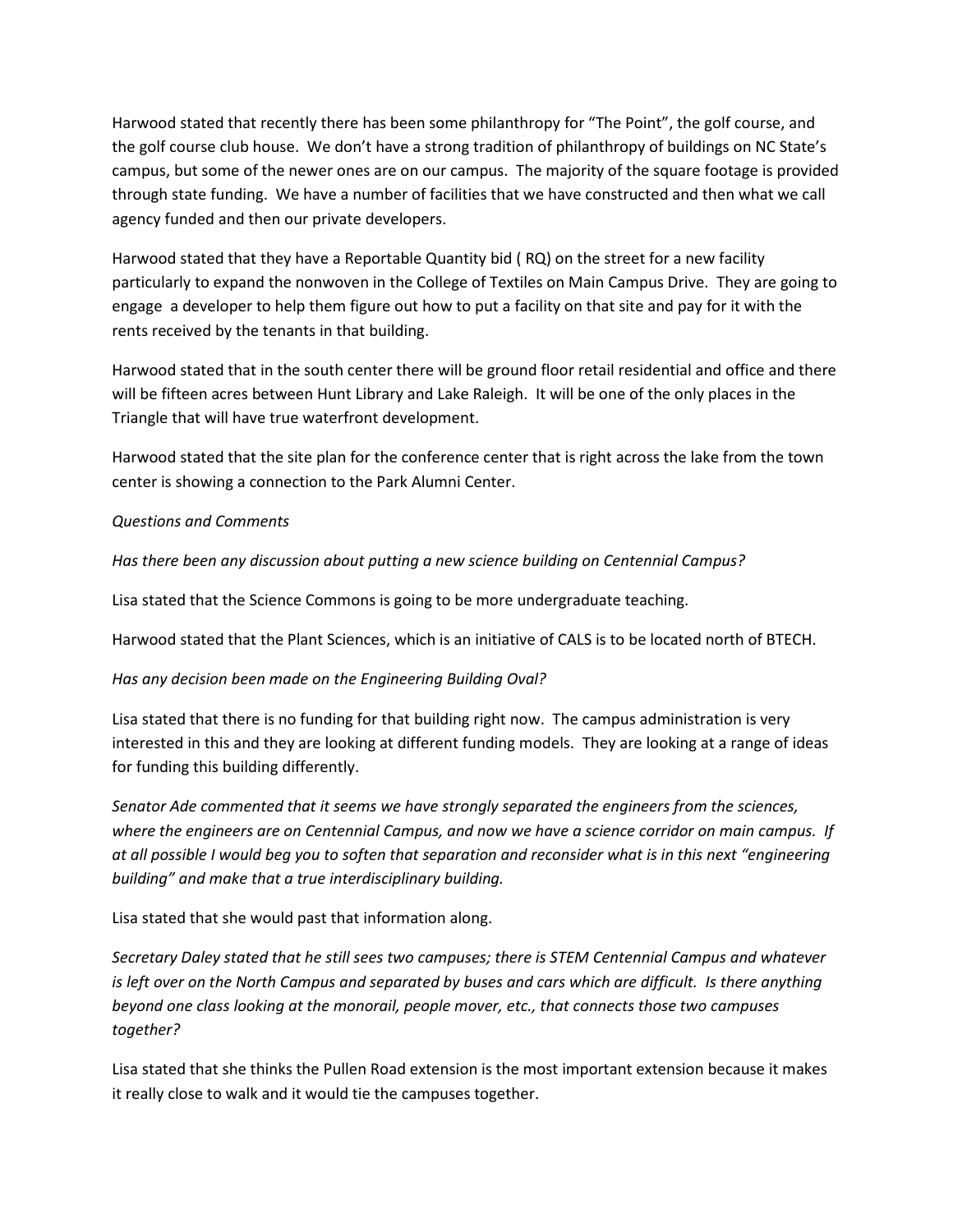Harwood stated that recently there has been some philanthropy for "The Point", the golf course, and the golf course club house. We don't have a strong tradition of philanthropy of buildings on NC State's campus, but some of the newer ones are on our campus. The majority of the square footage is provided through state funding. We have a number of facilities that we have constructed and then what we call agency funded and then our private developers.

Harwood stated that they have a Reportable Quantity bid ( RQ) on the street for a new facility particularly to expand the nonwoven in the College of Textiles on Main Campus Drive. They are going to engage a developer to help them figure out how to put a facility on that site and pay for it with the rents received by the tenants in that building.

Harwood stated that in the south center there will be ground floor retail residential and office and there will be fifteen acres between Hunt Library and Lake Raleigh. It will be one of the only places in the Triangle that will have true waterfront development.

Harwood stated that the site plan for the conference center that is right across the lake from the town center is showing a connection to the Park Alumni Center.

*Questions and Comments*

*Has there been any discussion about putting a new science building on Centennial Campus?*

Lisa stated that the Science Commons is going to be more undergraduate teaching.

Harwood stated that the Plant Sciences, which is an initiative of CALS is to be located north of BTECH.

*Has any decision been made on the Engineering Building Oval?*

Lisa stated that there is no funding for that building right now. The campus administration is very interested in this and they are looking at different funding models. They are looking at a range of ideas for funding this building differently.

*Senator Ade commented that it seems we have strongly separated the engineers from the sciences, where the engineers are on Centennial Campus, and now we have a science corridor on main campus. If at all possible I would beg you to soften that separation and reconsider what is in this next "engineering building" and make that a true interdisciplinary building.*

Lisa stated that she would past that information along.

*Secretary Daley stated that he still sees two campuses; there is STEM Centennial Campus and whatever is left over on the North Campus and separated by buses and cars which are difficult. Is there anything beyond one class looking at the monorail, people mover, etc., that connects those two campuses together?*

Lisa stated that she thinks the Pullen Road extension is the most important extension because it makes it really close to walk and it would tie the campuses together.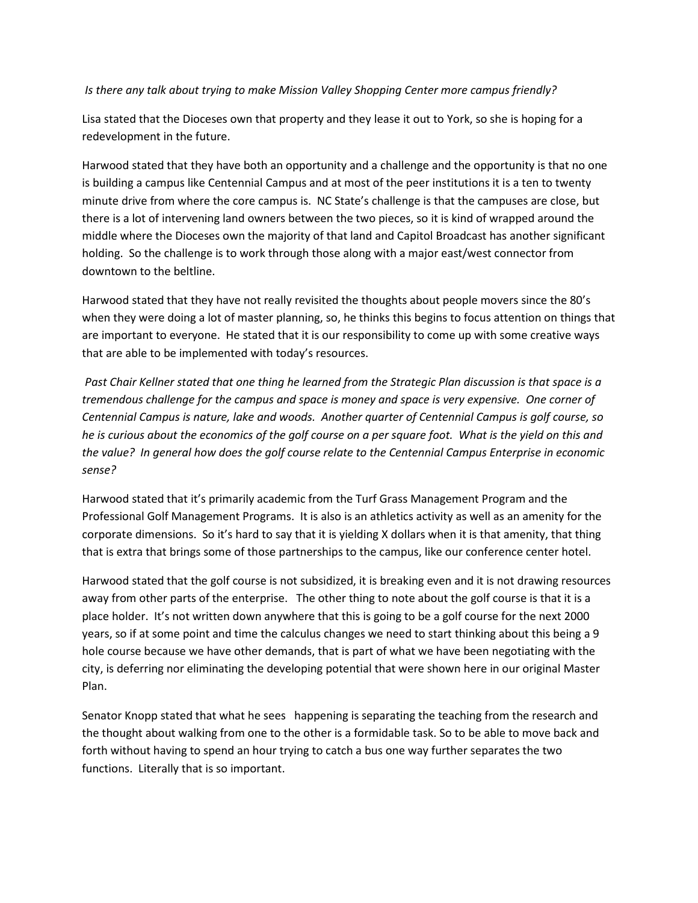*Is there any talk about trying to make Mission Valley Shopping Center more campus friendly?*

Lisa stated that the Dioceses own that property and they lease it out to York, so she is hoping for a redevelopment in the future.

Harwood stated that they have both an opportunity and a challenge and the opportunity is that no one is building a campus like Centennial Campus and at most of the peer institutions it is a ten to twenty minute drive from where the core campus is. NC State's challenge is that the campuses are close, but there is a lot of intervening land owners between the two pieces, so it is kind of wrapped around the middle where the Dioceses own the majority of that land and Capitol Broadcast has another significant holding. So the challenge is to work through those along with a major east/west connector from downtown to the beltline.

Harwood stated that they have not really revisited the thoughts about people movers since the 80's when they were doing a lot of master planning, so, he thinks this begins to focus attention on things that are important to everyone. He stated that it is our responsibility to come up with some creative ways that are able to be implemented with today's resources.

*Past Chair Kellner stated that one thing he learned from the Strategic Plan discussion is that space is a tremendous challenge for the campus and space is money and space is very expensive. One corner of Centennial Campus is nature, lake and woods. Another quarter of Centennial Campus is golf course, so he is curious about the economics of the golf course on a per square foot. What is the yield on this and the value? In general how does the golf course relate to the Centennial Campus Enterprise in economic sense?*

Harwood stated that it's primarily academic from the Turf Grass Management Program and the Professional Golf Management Programs. It is also is an athletics activity as well as an amenity for the corporate dimensions. So it's hard to say that it is yielding X dollars when it is that amenity, that thing that is extra that brings some of those partnerships to the campus, like our conference center hotel.

Harwood stated that the golf course is not subsidized, it is breaking even and it is not drawing resources away from other parts of the enterprise. The other thing to note about the golf course is that it is a place holder. It's not written down anywhere that this is going to be a golf course for the next 2000 years, so if at some point and time the calculus changes we need to start thinking about this being a 9 hole course because we have other demands, that is part of what we have been negotiating with the city, is deferring nor eliminating the developing potential that were shown here in our original Master Plan.

Senator Knopp stated that what he sees happening is separating the teaching from the research and the thought about walking from one to the other is a formidable task. So to be able to move back and forth without having to spend an hour trying to catch a bus one way further separates the two functions. Literally that is so important.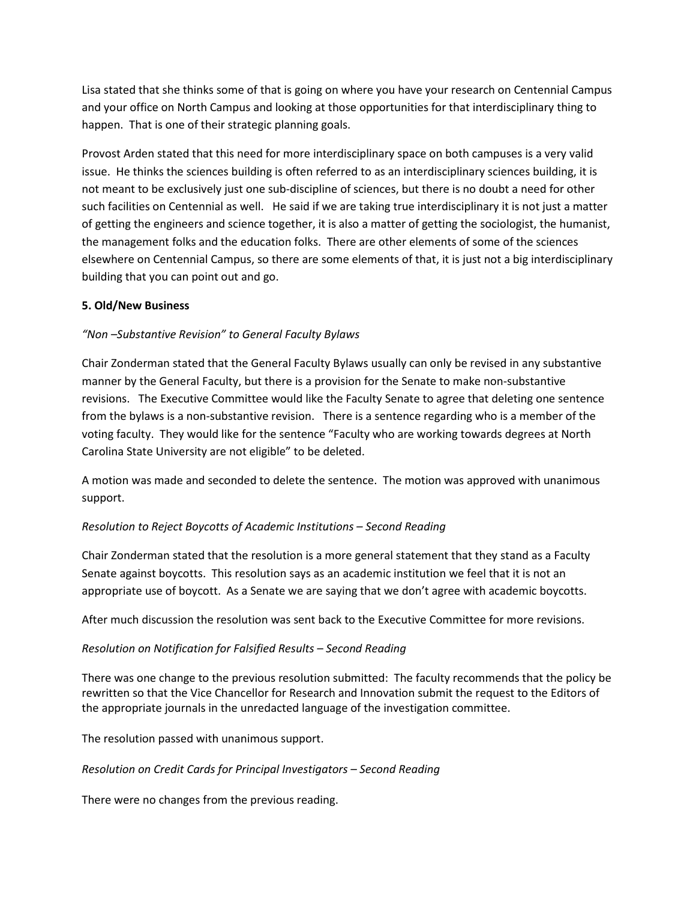Lisa stated that she thinks some of that is going on where you have your research on Centennial Campus and your office on North Campus and looking at those opportunities for that interdisciplinary thing to happen. That is one of their strategic planning goals.

Provost Arden stated that this need for more interdisciplinary space on both campuses is a very valid issue. He thinks the sciences building is often referred to as an interdisciplinary sciences building, it is not meant to be exclusively just one sub-discipline of sciences, but there is no doubt a need for other such facilities on Centennial as well. He said if we are taking true interdisciplinary it is not just a matter of getting the engineers and science together, it is also a matter of getting the sociologist, the humanist, the management folks and the education folks. There are other elements of some of the sciences elsewhere on Centennial Campus, so there are some elements of that, it is just not a big interdisciplinary building that you can point out and go.

**5. Old/New Business**

*"Non –Substantive Revision" to General Faculty Bylaws*

Chair Zonderman stated that the General Faculty Bylaws usually can only be revised in any substantive manner by the General Faculty, but there is a provision for the Senate to make non-substantive revisions. The Executive Committee would like the Faculty Senate to agree that deleting one sentence from the bylaws is a non-substantive revision. There is a sentence regarding who is a member of the voting faculty. They would like for the sentence "Faculty who are working towards degrees at North Carolina State University are not eligible" to be deleted.

A motion was made and seconded to delete the sentence. The motion was approved with unanimous support.

*Resolution to Reject Boycotts of Academic Institutions – Second Reading*

Chair Zonderman stated that the resolution is a more general statement that they stand as a Faculty Senate against boycotts. This resolution says as an academic institution we feel that it is not an appropriate use of boycott. As a Senate we are saying that we don't agree with academic boycotts.

After much discussion the resolution was sent back to the Executive Committee for more revisions.

*Resolution on Notification for Falsified Results – Second Reading*

There was one change to the previous resolution submitted: The faculty recommends that the policy be rewritten so that the Vice Chancellor for Research and Innovation submit the request to the Editors of the appropriate journals in the unredacted language of the investigation committee.

The resolution passed with unanimous support.

*Resolution on Credit Cards for Principal Investigators – Second Reading*

There were no changes from the previous reading.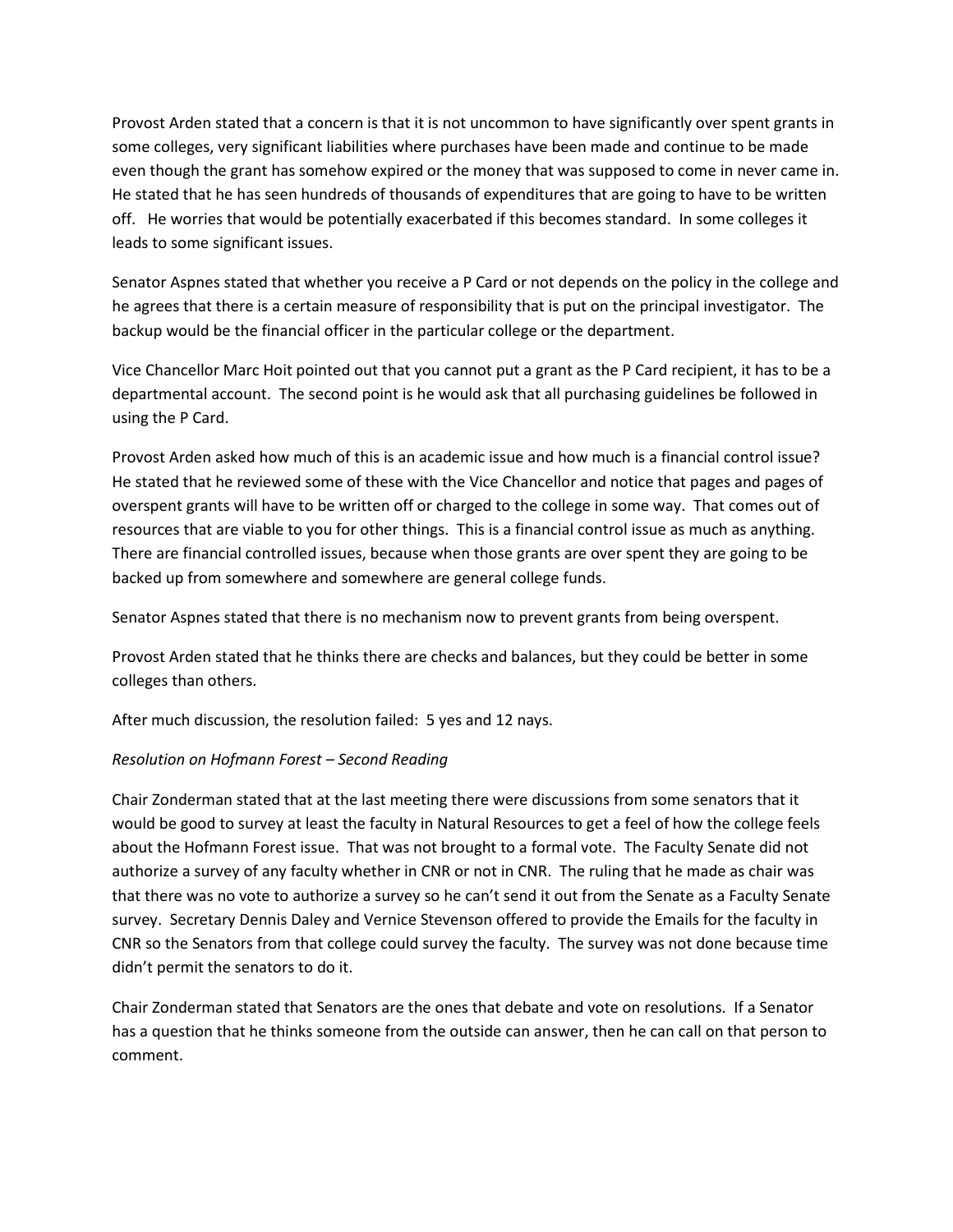Provost Arden stated that a concern is that it is not uncommon to have significantly over spent grants in some colleges, very significant liabilities where purchases have been made and continue to be made even though the grant has somehow expired or the money that was supposed to come in never came in. He stated that he has seen hundreds of thousands of expenditures that are going to have to be written off. He worries that would be potentially exacerbated if this becomes standard. In some colleges it leads to some significant issues.

Senator Aspnes stated that whether you receive a P Card or not depends on the policy in the college and he agrees that there is a certain measure of responsibility that is put on the principal investigator. The backup would be the financial officer in the particular college or the department.

Vice Chancellor Marc Hoit pointed out that you cannot put a grant as the P Card recipient, it has to be a departmental account. The second point is he would ask that all purchasing guidelines be followed in using the P Card.

Provost Arden asked how much of this is an academic issue and how much is a financial control issue? He stated that he reviewed some of these with the Vice Chancellor and notice that pages and pages of overspent grants will have to be written off or charged to the college in some way. That comes out of resources that are viable to you for other things. This is a financial control issue as much as anything. There are financial controlled issues, because when those grants are over spent they are going to be backed up from somewhere and somewhere are general college funds.

Senator Aspnes stated that there is no mechanism now to prevent grants from being overspent.

Provost Arden stated that he thinks there are checks and balances, but they could be better in some colleges than others.

After much discussion, the resolution failed: 5 yes and 12 nays.

*Resolution on Hofmann Forest – Second Reading*

Chair Zonderman stated that at the last meeting there were discussions from some senators that it would be good to survey at least the faculty in Natural Resources to get a feel of how the college feels about the Hofmann Forest issue. That was not brought to a formal vote. The Faculty Senate did not authorize a survey of any faculty whether in CNR or not in CNR. The ruling that he made as chair was that there was no vote to authorize a survey so he can't send it out from the Senate as a Faculty Senate survey. Secretary Dennis Daley and Vernice Stevenson offered to provide the Emails for the faculty in CNR so the Senators from that college could survey the faculty. The survey was not done because time didn't permit the senators to do it.

Chair Zonderman stated that Senators are the ones that debate and vote on resolutions. If a Senator has a question that he thinks someone from the outside can answer, then he can call on that person to comment.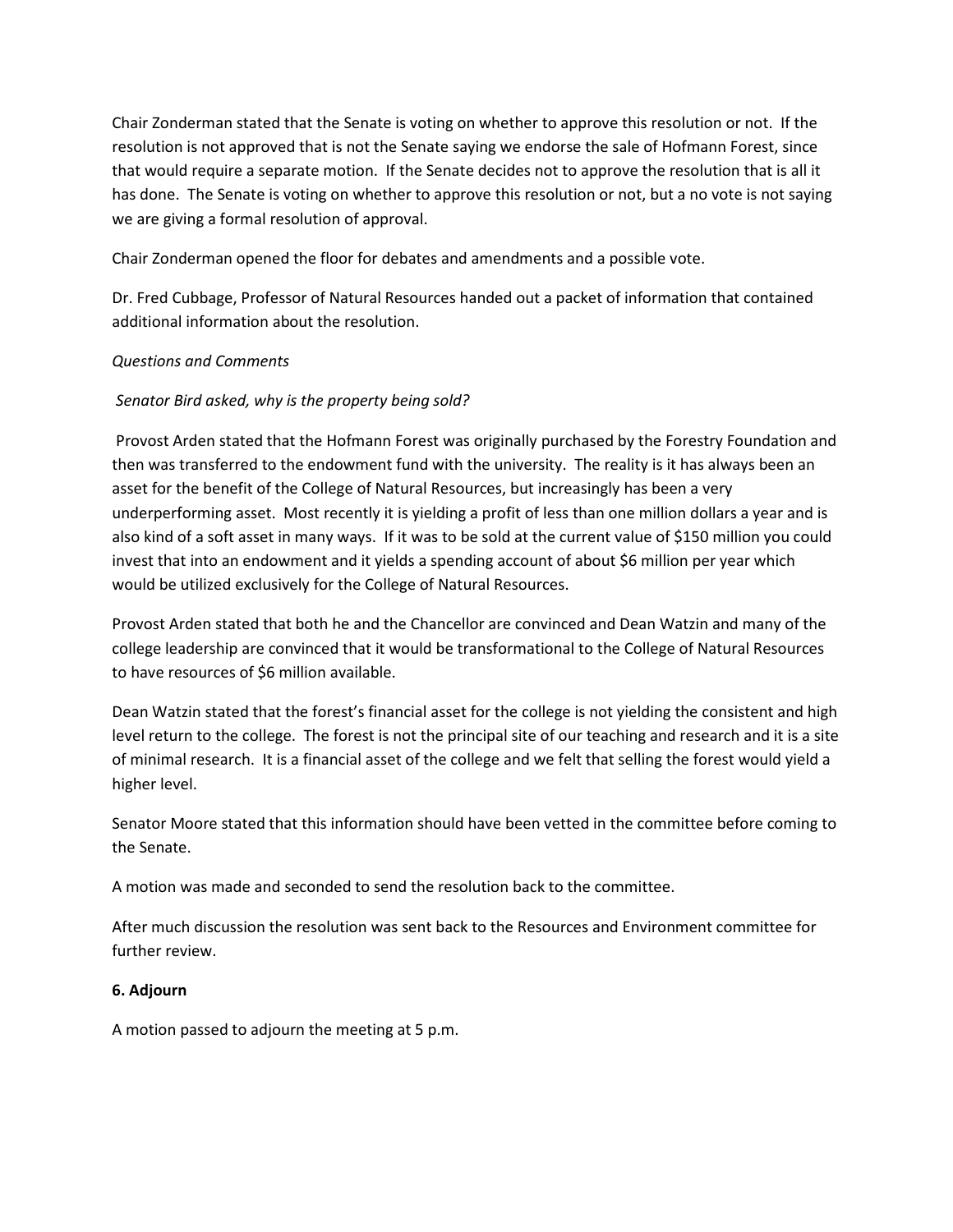Chair Zonderman stated that the Senate is voting on whether to approve this resolution or not. If the resolution is not approved that is not the Senate saying we endorse the sale of Hofmann Forest, since that would require a separate motion. If the Senate decides not to approve the resolution that is all it has done. The Senate is voting on whether to approve this resolution or not, but a no vote is not saying we are giving a formal resolution of approval.

Chair Zonderman opened the floor for debates and amendments and a possible vote.

Dr. Fred Cubbage, Professor of Natural Resources handed out a packet of information that contained additional information about the resolution.

*Questions and Comments*

*Senator Bird asked, why is the property being sold?*

Provost Arden stated that the Hofmann Forest was originally purchased by the Forestry Foundation and then was transferred to the endowment fund with the university. The reality is it has always been an asset for the benefit of the College of Natural Resources, but increasingly has been a very underperforming asset. Most recently it is yielding a profit of less than one million dollars a year and is also kind of a soft asset in many ways. If it was to be sold at the current value of $150 million you could invest that into an endowment and it yields a spending account of about $6 million per year which would be utilized exclusively for the College of Natural Resources.

Provost Arden stated that both he and the Chancellor are convinced and Dean Watzin and many of the college leadership are convinced that it would be transformational to the College of Natural Resources to have resources of $6 million available.

Dean Watzin stated that the forest's financial asset for the college is not yielding the consistent and high level return to the college. The forest is not the principal site of our teaching and research and it is a site of minimal research. It is a financial asset of the college and we felt that selling the forest would yield a higher level.

Senator Moore stated that this information should have been vetted in the committee before coming to the Senate.

A motion was made and seconded to send the resolution back to the committee.

After much discussion the resolution was sent back to the Resources and Environment committee for further review.

**6. Adjourn**

A motion passed to adjourn the meeting at 5 p.m.